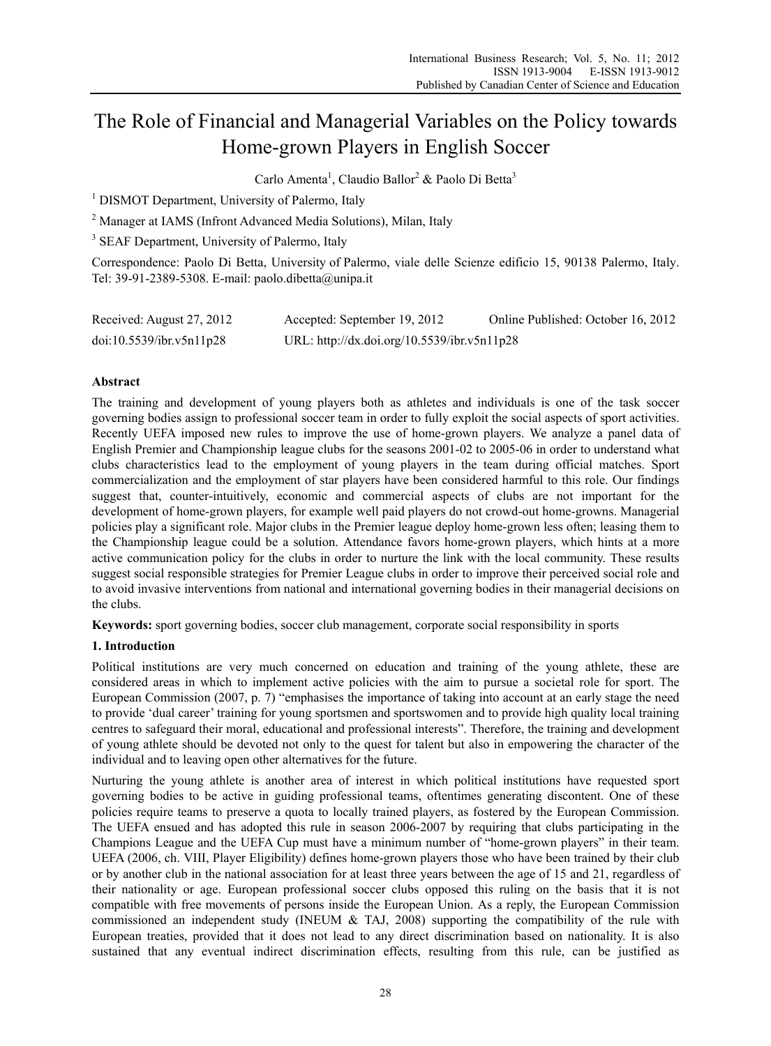# The Role of Financial and Managerial Variables on the Policy towards Home-grown Players in English Soccer

Carlo Amenta[1], Claudio Ballor[2] & Paolo Di Betta[3]

[1] DISMOT Department, University of Palermo, Italy

[2] Manager at IAMS (Infront Advanced Media Solutions), Milan, Italy

[3] SEAF Department, University of Palermo, Italy

Correspondence: Paolo Di Betta, University of Palermo, viale delle Scienze edificio 15, 90138 Palermo, Italy. Tel: 39-91-2389-5308. E-mail: paolo.dibetta@unipa.it

Received: August 27, 2012 Accepted: September 19, 2012 Online Published: October 16, 2012

doi:10.5539/ibr.v5n11p28 URL: http://dx.doi.org/10.5539/ibr.v5n11p28

## Abstract

The training and development of young players both as athletes and individuals is one of the task soccer governing bodies assign to professional soccer team in order to fully exploit the social aspects of sport activities. Recently UEFA imposed new rules to improve the use of home-grown players. We analyze a panel data of English Premier and Championship league clubs for the seasons 2001-02 to 2005-06 in order to understand what clubs characteristics lead to the employment of young players in the team during official matches. Sport commercialization and the employment of star players have been considered harmful to this role. Our findings suggest that, counter-intuitively, economic and commercial aspects of clubs are not important for the development of home-grown players, for example well paid players do not crowd-out home-growns. Managerial policies play a significant role. Major clubs in the Premier league deploy home-grown less often; leasing them to the Championship league could be a solution. Attendance favors home-grown players, which hints at a more active communication policy for the clubs in order to nurture the link with the local community. These results suggest social responsible strategies for Premier League clubs in order to improve their perceived social role and to avoid invasive interventions from national and international governing bodies in their managerial decisions on the clubs.

**Keywords:** sport governing bodies, soccer club management, corporate social responsibility in sports

## 1. Introduction

Political institutions are very much concerned on education and training of the young athlete, these are considered areas in which to implement active policies with the aim to pursue a societal role for sport. The European Commission (2007, p. 7) "emphasises the importance of taking into account at an early stage the need to provide 'dual career' training for young sportsmen and sportswomen and to provide high quality local training centres to safeguard their moral, educational and professional interests". Therefore, the training and development of young athlete should be devoted not only to the quest for talent but also in empowering the character of the individual and to leaving open other alternatives for the future.

Nurturing the young athlete is another area of interest in which political institutions have requested sport governing bodies to be active in guiding professional teams, oftentimes generating discontent. One of these policies require teams to preserve a quota to locally trained players, as fostered by the European Commission. The UEFA ensued and has adopted this rule in season 2006-2007 by requiring that clubs participating in the Champions League and the UEFA Cup must have a minimum number of "home-grown players" in their team. UEFA (2006, ch. VIII, Player Eligibility) defines home-grown players those who have been trained by their club or by another club in the national association for at least three years between the age of 15 and 21, regardless of their nationality or age. European professional soccer clubs opposed this ruling on the basis that it is not compatible with free movements of persons inside the European Union. As a reply, the European Commission commissioned an independent study (INEUM & TAJ, 2008) supporting the compatibility of the rule with European treaties, provided that it does not lead to any direct discrimination based on nationality. It is also sustained that any eventual indirect discrimination effects, resulting from this rule, can be justified as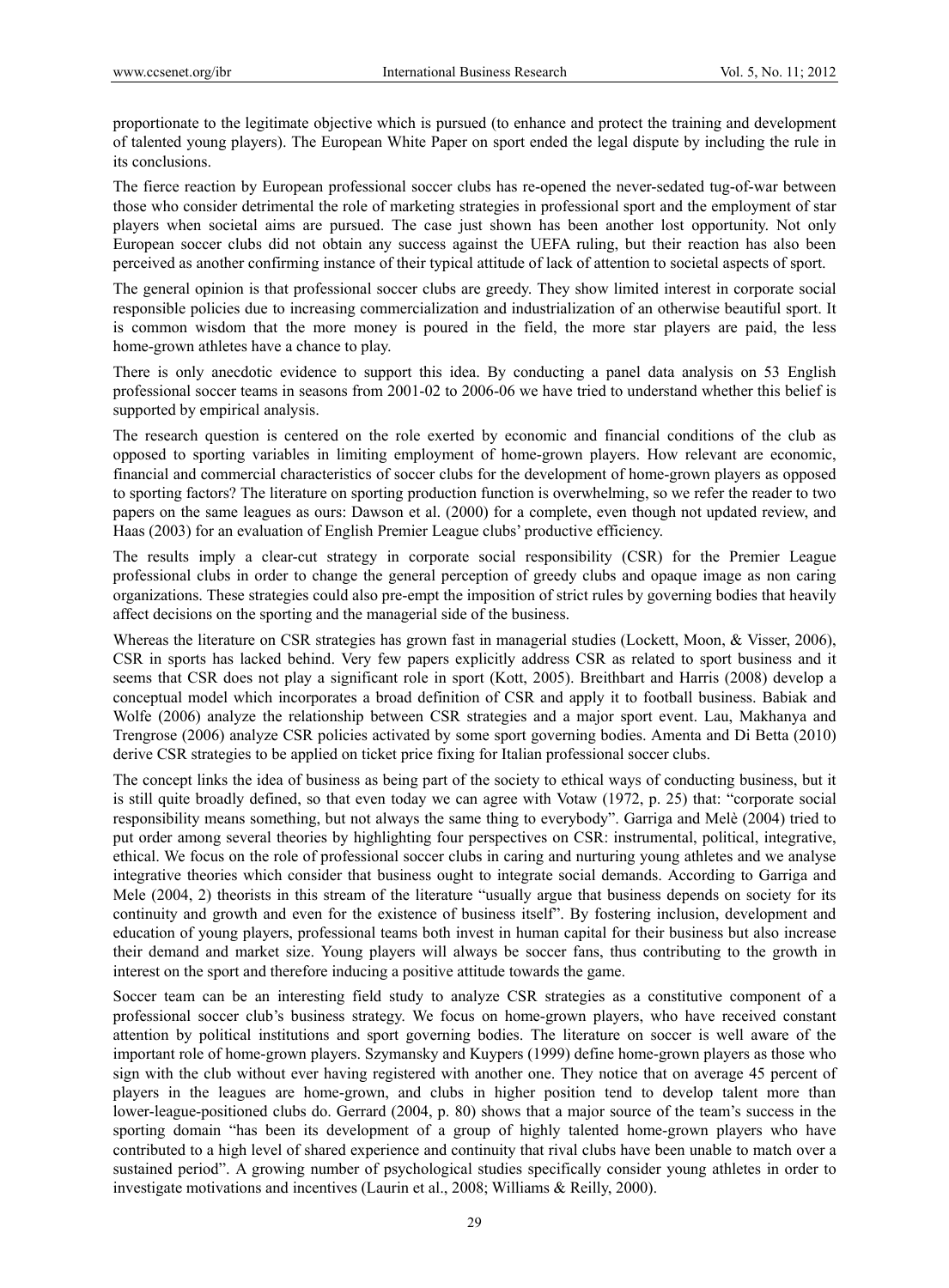proportionate to the legitimate objective which is pursued (to enhance and protect the training and development of talented young players). The European White Paper on sport ended the legal dispute by including the rule in its conclusions.

The fierce reaction by European professional soccer clubs has re-opened the never-sedated tug-of-war between those who consider detrimental the role of marketing strategies in professional sport and the employment of star players when societal aims are pursued. The case just shown has been another lost opportunity. Not only European soccer clubs did not obtain any success against the UEFA ruling, but their reaction has also been perceived as another confirming instance of their typical attitude of lack of attention to societal aspects of sport.

The general opinion is that professional soccer clubs are greedy. They show limited interest in corporate social responsible policies due to increasing commercialization and industrialization of an otherwise beautiful sport. It is common wisdom that the more money is poured in the field, the more star players are paid, the less home-grown athletes have a chance to play.

There is only anecdotic evidence to support this idea. By conducting a panel data analysis on 53 English professional soccer teams in seasons from 2001-02 to 2006-06 we have tried to understand whether this belief is supported by empirical analysis.

The research question is centered on the role exerted by economic and financial conditions of the club as opposed to sporting variables in limiting employment of home-grown players. How relevant are economic, financial and commercial characteristics of soccer clubs for the development of home-grown players as opposed to sporting factors? The literature on sporting production function is overwhelming, so we refer the reader to two papers on the same leagues as ours: Dawson et al. (2000) for a complete, even though not updated review, and Haas (2003) for an evaluation of English Premier League clubs' productive efficiency.

The results imply a clear-cut strategy in corporate social responsibility (CSR) for the Premier League professional clubs in order to change the general perception of greedy clubs and opaque image as non caring organizations. These strategies could also pre-empt the imposition of strict rules by governing bodies that heavily affect decisions on the sporting and the managerial side of the business.

Whereas the literature on CSR strategies has grown fast in managerial studies (Lockett, Moon, & Visser, 2006), CSR in sports has lacked behind. Very few papers explicitly address CSR as related to sport business and it seems that CSR does not play a significant role in sport (Kott, 2005). Breithbart and Harris (2008) develop a conceptual model which incorporates a broad definition of CSR and apply it to football business. Babiak and Wolfe (2006) analyze the relationship between CSR strategies and a major sport event. Lau, Makhanya and Trengrose (2006) analyze CSR policies activated by some sport governing bodies. Amenta and Di Betta (2010) derive CSR strategies to be applied on ticket price fixing for Italian professional soccer clubs.

The concept links the idea of business as being part of the society to ethical ways of conducting business, but it is still quite broadly defined, so that even today we can agree with Votaw (1972, p. 25) that: "corporate social responsibility means something, but not always the same thing to everybody". Garriga and Melè (2004) tried to put order among several theories by highlighting four perspectives on CSR: instrumental, political, integrative, ethical. We focus on the role of professional soccer clubs in caring and nurturing young athletes and we analyse integrative theories which consider that business ought to integrate social demands. According to Garriga and Mele (2004, 2) theorists in this stream of the literature "usually argue that business depends on society for its continuity and growth and even for the existence of business itself". By fostering inclusion, development and education of young players, professional teams both invest in human capital for their business but also increase their demand and market size. Young players will always be soccer fans, thus contributing to the growth in interest on the sport and therefore inducing a positive attitude towards the game.

Soccer team can be an interesting field study to analyze CSR strategies as a constitutive component of a professional soccer club's business strategy. We focus on home-grown players, who have received constant attention by political institutions and sport governing bodies. The literature on soccer is well aware of the important role of home-grown players. Szymansky and Kuypers (1999) define home-grown players as those who sign with the club without ever having registered with another one. They notice that on average 45 percent of players in the leagues are home-grown, and clubs in higher position tend to develop talent more than lower-league-positioned clubs do. Gerrard (2004, p. 80) shows that a major source of the team's success in the sporting domain "has been its development of a group of highly talented home-grown players who have contributed to a high level of shared experience and continuity that rival clubs have been unable to match over a sustained period". A growing number of psychological studies specifically consider young athletes in order to investigate motivations and incentives (Laurin et al., 2008; Williams & Reilly, 2000).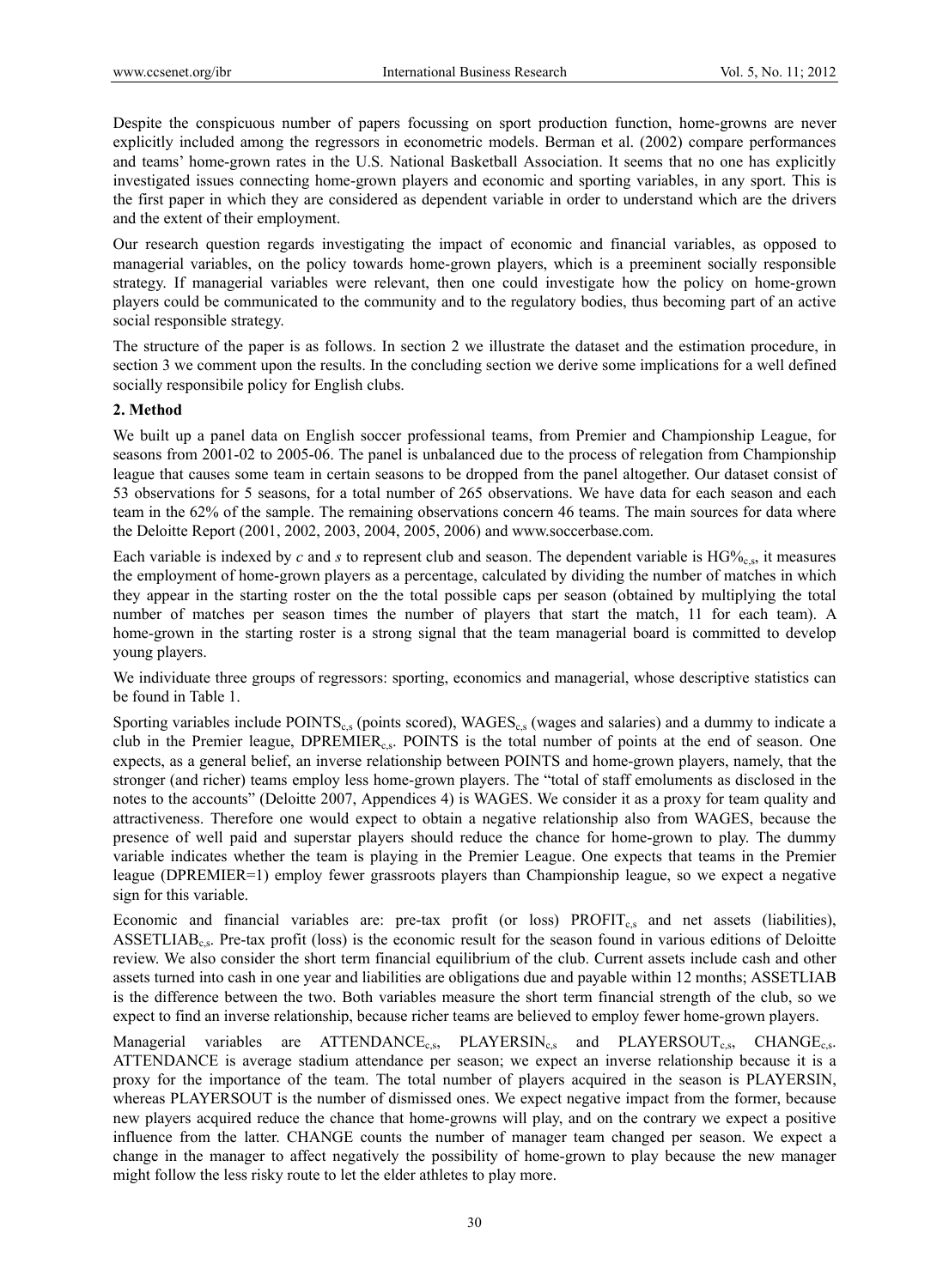Despite the conspicuous number of papers focussing on sport production function, home-growns are never explicitly included among the regressors in econometric models. Berman et al. (2002) compare performances and teams' home-grown rates in the U.S. National Basketball Association. It seems that no one has explicitly investigated issues connecting home-grown players and economic and sporting variables, in any sport. This is the first paper in which they are considered as dependent variable in order to understand which are the drivers and the extent of their employment.

Our research question regards investigating the impact of economic and financial variables, as opposed to managerial variables, on the policy towards home-grown players, which is a preeminent socially responsible strategy. If managerial variables were relevant, then one could investigate how the policy on home-grown players could be communicated to the community and to the regulatory bodies, thus becoming part of an active social responsible strategy.

The structure of the paper is as follows. In section 2 we illustrate the dataset and the estimation procedure, in section 3 we comment upon the results. In the concluding section we derive some implications for a well defined socially responsibile policy for English clubs.

## 2. Method

We built up a panel data on English soccer professional teams, from Premier and Championship League, for seasons from 2001-02 to 2005-06. The panel is unbalanced due to the process of relegation from Championship league that causes some team in certain seasons to be dropped from the panel altogether. Our dataset consist of 53 observations for 5 seasons, for a total number of 265 observations. We have data for each season and each team in the 62% of the sample. The remaining observations concern 46 teams. The main sources for data where the Deloitte Report (2001, 2002, 2003, 2004, 2005, 2006) and www.soccerbase.com.

Each variable is indexed by *c* and *s* to represent club and season. The dependent variable is $HG\%_{c,s}$, it measures the employment of home-grown players as a percentage, calculated by dividing the number of matches in which they appear in the starting roster on the the total possible caps per season (obtained by multiplying the total number of matches per season times the number of players that start the match, 11 for each team). A home-grown in the starting roster is a strong signal that the team managerial board is committed to develop young players.

We individuate three groups of regressors: sporting, economics and managerial, whose descriptive statistics can be found in Table 1.

Sporting variables include $POINTS_{c,s}$ (points scored), $WAGES_{c,s}$ (wages and salaries) and a dummy to indicate a club in the Premier league, $DPREMIER_{c,s}$. POINTS is the total number of points at the end of season. One expects, as a general belief, an inverse relationship between POINTS and home-grown players, namely, that the stronger (and richer) teams employ less home-grown players. The "total of staff emoluments as disclosed in the notes to the accounts" (Deloitte 2007, Appendices 4) is WAGES. We consider it as a proxy for team quality and attractiveness. Therefore one would expect to obtain a negative relationship also from WAGES, because the presence of well paid and superstar players should reduce the chance for home-grown to play. The dummy variable indicates whether the team is playing in the Premier League. One expects that teams in the Premier league (DPREMIER=1) employ fewer grassroots players than Championship league, so we expect a negative sign for this variable.

Economic and financial variables are: pre-tax profit (or loss) $PROFIT_{c,s}$ and net assets (liabilities), $ASSETLIAB_{c,s}$. Pre-tax profit (loss) is the economic result for the season found in various editions of Deloitte review. We also consider the short term financial equilibrium of the club. Current assets include cash and other assets turned into cash in one year and liabilities are obligations due and payable within 12 months; ASSETLIAB is the difference between the two. Both variables measure the short term financial strength of the club, so we expect to find an inverse relationship, because richer teams are believed to employ fewer home-grown players.

Managerial variables are $ATTENDANCE_{c,s}$, $PLAYERSIN_{c,s}$ and $PLAYERSOUT_{c,s}$, $CHANGE_{c,s}$. ATTENDANCE is average stadium attendance per season; we expect an inverse relationship because it is a proxy for the importance of the team. The total number of players acquired in the season is PLAYERSIN, whereas PLAYERSOUT is the number of dismissed ones. We expect negative impact from the former, because new players acquired reduce the chance that home-growns will play, and on the contrary we expect a positive influence from the latter. CHANGE counts the number of manager team changed per season. We expect a change in the manager to affect negatively the possibility of home-grown to play because the new manager might follow the less risky route to let the elder athletes to play more.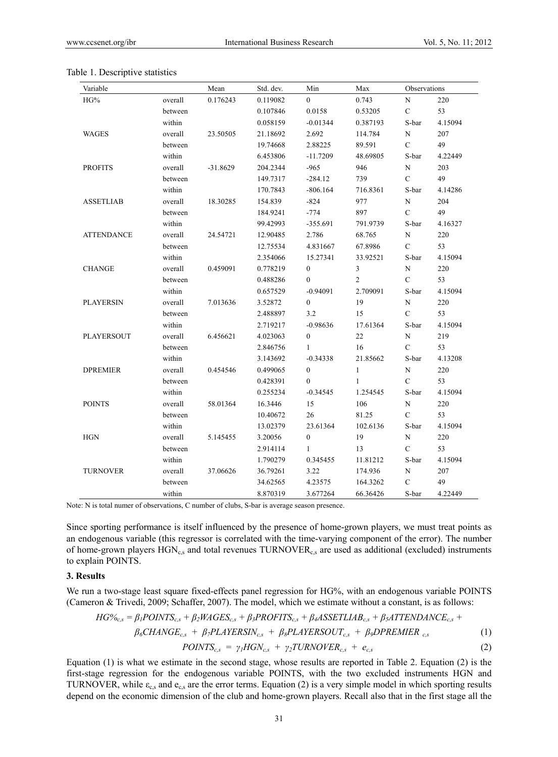Table 1. Descriptive statistics

| Variable | | Mean | Std. dev. | Min | Max | Observations | |
|---|---|---|---|---|---|---|---|
| HG% | overall | 0.176243 | 0.119082 | 0 | 0.743 | N | 220 |
| | between | | 0.107846 | 0.0158 | 0.53205 | C | 53 |
| | within | | 0.058159 | -0.01344 | 0.387193 | S-bar | 4.15094 |
| WAGES | overall | 23.50505 | 21.18692 | 2.692 | 114.784 | N | 207 |
| | between | | 19.74668 | 2.88225 | 89.591 | C | 49 |
| | within | | 6.453806 | -11.7209 | 48.69805 | S-bar | 4.22449 |
| PROFITS | overall | -31.8629 | 204.2344 | -965 | 946 | N | 203 |
| | between | | 149.7317 | -284.12 | 739 | C | 49 |
| | within | | 170.7843 | -806.164 | 716.8361 | S-bar | 4.14286 |
| ASSETLIAB | overall | 18.30285 | 154.839 | -824 | 977 | N | 204 |
| | between | | 184.9241 | -774 | 897 | C | 49 |
| | within | | 99.42993 | -355.691 | 791.9739 | S-bar | 4.16327 |
| ATTENDANCE | overall | 24.54721 | 12.90485 | 2.786 | 68.765 | N | 220 |
| | between | | 12.75534 | 4.831667 | 67.8986 | C | 53 |
| | within | | 2.354066 | 15.27341 | 33.92521 | S-bar | 4.15094 |
| CHANGE | overall | 0.459091 | 0.778219 | 0 | 3 | N | 220 |
| | between | | 0.488286 | 0 | 2 | C | 53 |
| | within | | 0.657529 | -0.94091 | 2.709091 | S-bar | 4.15094 |
| PLAYERSIN | overall | 7.013636 | 3.52872 | 0 | 19 | N | 220 |
| | between | | 2.488897 | 3.2 | 15 | C | 53 |
| | within | | 2.719217 | -0.98636 | 17.61364 | S-bar | 4.15094 |
| PLAYERSOUT | overall | 6.456621 | 4.023063 | 0 | 22 | N | 219 |
| | between | | 2.846756 | 1 | 16 | C | 53 |
| | within | | 3.143692 | -0.34338 | 21.85662 | S-bar | 4.13208 |
| DPREMIER | overall | 0.454546 | 0.499065 | 0 | 1 | N | 220 |
| | between | | 0.428391 | 0 | 1 | C | 53 |
| | within | | 0.255234 | -0.34545 | 1.254545 | S-bar | 4.15094 |
| POINTS | overall | 58.01364 | 16.3446 | 15 | 106 | N | 220 |
| | between | | 10.40672 | 26 | 81.25 | C | 53 |
| | within | | 13.02379 | 23.61364 | 102.6136 | S-bar | 4.15094 |
| HGN | overall | 5.145455 | 3.20056 | 0 | 19 | N | 220 |
| | between | | 2.914114 | 1 | 13 | C | 53 |
| | within | | 1.790279 | 0.345455 | 11.81212 | S-bar | 4.15094 |
| TURNOVER | overall | 37.06626 | 36.79261 | 3.22 | 174.936 | N | 207 |
| | between | | 34.62565 | 4.23575 | 164.3262 | C | 49 |
| | within | | 8.870319 | 3.677264 | 66.36426 | S-bar | 4.22449 |

Note: N is total numer of observations, C number of clubs, S-bar is average season presence.

Since sporting performance is itself influenced by the presence of home-grown players, we must treat points as an endogenous variable (this regressor is correlated with the time-varying component of the error). The number of home-grown players $HGN_{c,s}$ and total revenues $TURNOVER_{c,s}$ are used as additional (excluded) instruments to explain POINTS.

### 3. Results

We run a two-stage least square fixed-effects panel regression for HG%, with an endogenous variable POINTS (Cameron & Trivedi, 2009; Schaffer, 2007). The model, which we estimate without a constant, is as follows:

$$HG\%_{c,s} = \beta_1 POINTS_{c,s} + \beta_2 WAGES_{c,s} + \beta_3 PROFITS_{c,s} + \beta_4 ASSETLIAB_{c,s} + \beta_5 ATTENDANCE_{c,s} + \beta_6 CHANGE_{c,s} + \beta_7 PLAYERSIN_{c,s} + \beta_8 PLAYERSOUT_{c,s} + \beta_9 DPREMIER_{c,s} \tag{1}$$

$$POINTS_{c,s} = \gamma_1 HGN_{c,s} + \gamma_2 TURNOVER_{c,s} + e_{c,s} \tag{2}$$

Equation (1) is what we estimate in the second stage, whose results are reported in Table 2. Equation (2) is the first-stage regression for the endogenous variable POINTS, with the two excluded instruments HGN and TURNOVER, while $\varepsilon_{c,s}$ and $e_{c,s}$ are the error terms. Equation (2) is a very simple model in which sporting results depend on the economic dimension of the club and home-grown players. Recall also that in the first stage all the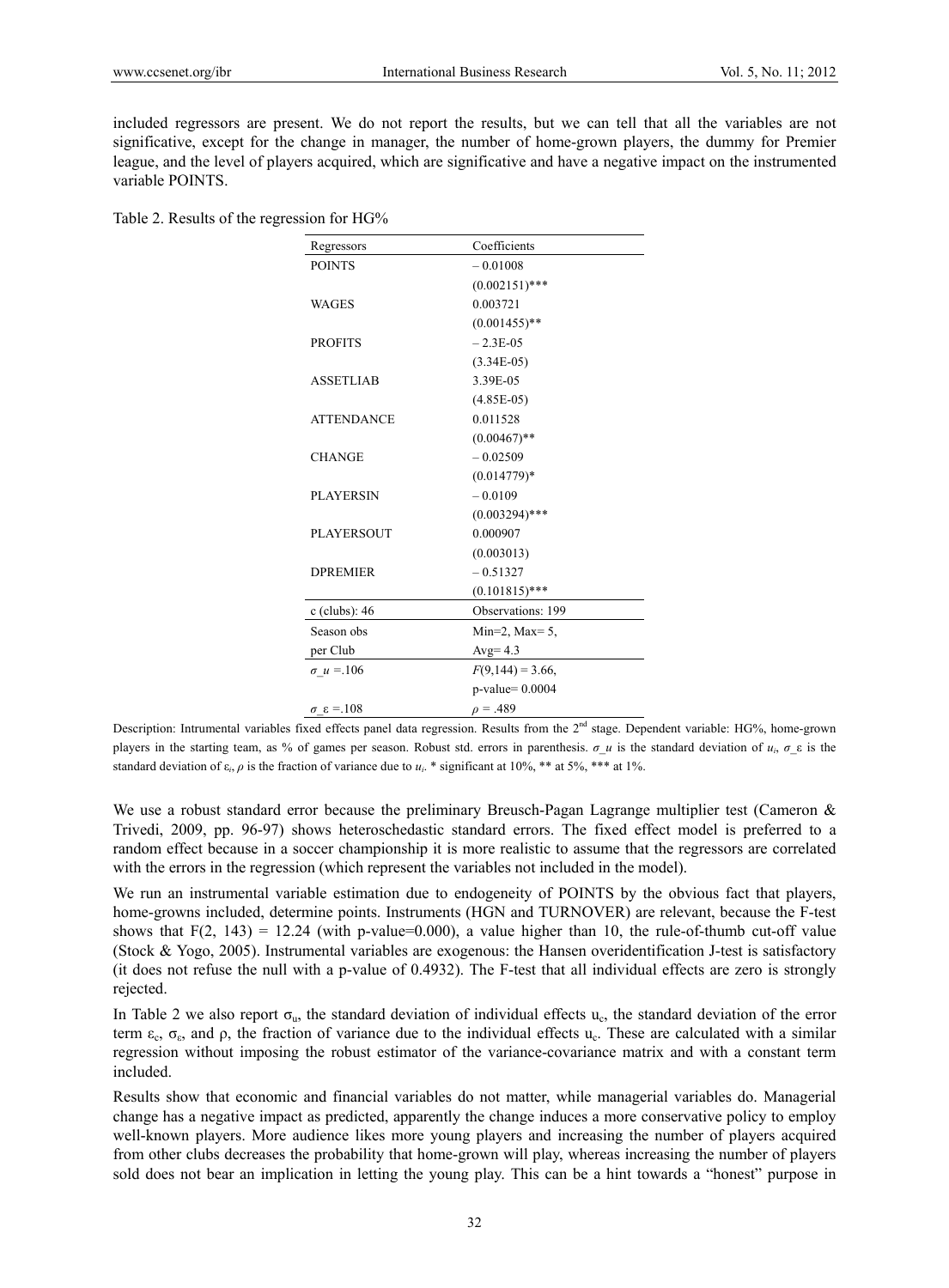included regressors are present. We do not report the results, but we can tell that all the variables are not significative, except for the change in manager, the number of home-grown players, the dummy for Premier league, and the level of players acquired, which are significative and have a negative impact on the instrumented variable POINTS.

Table 2. Results of the regression for HG%

| Regressors | Coefficients |
|---|---|
| POINTS | – 0.01008 |
| | (0.002151)*** |
| WAGES | 0.003721 |
| | (0.001455)** |
| PROFITS | – 2.3E-05 |
| | (3.34E-05) |
| ASSETLIAB | 3.39E-05 |
| | (4.85E-05) |
| ATTENDANCE | 0.011528 |
| | (0.00467)** |
| CHANGE | – 0.02509 |
| | (0.014779)* |
| PLAYERSIN | – 0.0109 |
| | (0.003294)*** |
| PLAYERSOUT | 0.000907 |
| | (0.003013) |
| DPREMIER | – 0.51327 |
| | (0.101815)*** |
| c (clubs): 46 | Observations: 199 |
| Season obs per Club | Min=2, Max= 5, Avg= 4.3 |
| $\sigma\_u$ =.106 | $F(9,144) = 3.66$, p-value= 0.0004 |
| $\sigma\_\varepsilon$ =.108 | $\rho$ = .489 |

Description: Intrumental variables fixed effects panel data regression. Results from the 2nd stage. Dependent variable: HG%, home-grown players in the starting team, as % of games per season. Robust std. errors in parenthesis. $\sigma\_u$ is the standard deviation of $u_i$, $\sigma\_\varepsilon$ is the standard deviation of $\varepsilon_i$, $\rho$ is the fraction of variance due to $u_i$. * significant at 10%, ** at 5%, *** at 1%.

We use a robust standard error because the preliminary Breusch-Pagan Lagrange multiplier test (Cameron & Trivedi, 2009, pp. 96-97) shows heteroschedastic standard errors. The fixed effect model is preferred to a random effect because in a soccer championship it is more realistic to assume that the regressors are correlated with the errors in the regression (which represent the variables not included in the model).

We run an instrumental variable estimation due to endogeneity of POINTS by the obvious fact that players, home-growns included, determine points. Instruments (HGN and TURNOVER) are relevant, because the F-test shows that $F(2, 143) = 12.24$ (with p-value=0.000), a value higher than 10, the rule-of-thumb cut-off value (Stock & Yogo, 2005). Instrumental variables are exogenous: the Hansen overidentification J-test is satisfactory (it does not refuse the null with a p-value of 0.4932). The F-test that all individual effects are zero is strongly rejected.

In Table 2 we also report $\sigma_u$, the standard deviation of individual effects $u_c$, the standard deviation of the error term $\varepsilon_c$, $\sigma_\varepsilon$, and $\rho$, the fraction of variance due to the individual effects $u_c$. These are calculated with a similar regression without imposing the robust estimator of the variance-covariance matrix and with a constant term included.

Results show that economic and financial variables do not matter, while managerial variables do. Managerial change has a negative impact as predicted, apparently the change induces a more conservative policy to employ well-known players. More audience likes more young players and increasing the number of players acquired from other clubs decreases the probability that home-grown will play, whereas increasing the number of players sold does not bear an implication in letting the young play. This can be a hint towards a "honest" purpose in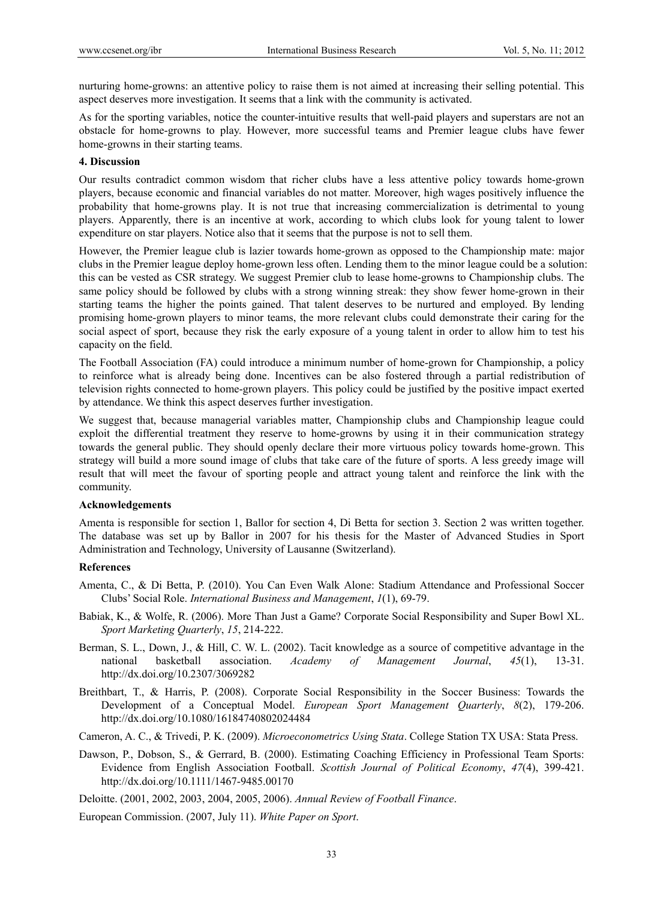nurturing home-growns: an attentive policy to raise them is not aimed at increasing their selling potential. This aspect deserves more investigation. It seems that a link with the community is activated.

As for the sporting variables, notice the counter-intuitive results that well-paid players and superstars are not an obstacle for home-growns to play. However, more successful teams and Premier league clubs have fewer home-growns in their starting teams.

## 4. Discussion

Our results contradict common wisdom that richer clubs have a less attentive policy towards home-grown players, because economic and financial variables do not matter. Moreover, high wages positively influence the probability that home-growns play. It is not true that increasing commercialization is detrimental to young players. Apparently, there is an incentive at work, according to which clubs look for young talent to lower expenditure on star players. Notice also that it seems that the purpose is not to sell them.

However, the Premier league club is lazier towards home-grown as opposed to the Championship mate: major clubs in the Premier league deploy home-grown less often. Lending them to the minor league could be a solution: this can be vested as CSR strategy. We suggest Premier club to lease home-growns to Championship clubs. The same policy should be followed by clubs with a strong winning streak: they show fewer home-grown in their starting teams the higher the points gained. That talent deserves to be nurtured and employed. By lending promising home-grown players to minor teams, the more relevant clubs could demonstrate their caring for the social aspect of sport, because they risk the early exposure of a young talent in order to allow him to test his capacity on the field.

The Football Association (FA) could introduce a minimum number of home-grown for Championship, a policy to reinforce what is already being done. Incentives can be also fostered through a partial redistribution of television rights connected to home-grown players. This policy could be justified by the positive impact exerted by attendance. We think this aspect deserves further investigation.

We suggest that, because managerial variables matter, Championship clubs and Championship league could exploit the differential treatment they reserve to home-growns by using it in their communication strategy towards the general public. They should openly declare their more virtuous policy towards home-grown. This strategy will build a more sound image of clubs that take care of the future of sports. A less greedy image will result that will meet the favour of sporting people and attract young talent and reinforce the link with the community.

## Acknowledgements

Amenta is responsible for section 1, Ballor for section 4, Di Betta for section 3. Section 2 was written together. The database was set up by Ballor in 2007 for his thesis for the Master of Advanced Studies in Sport Administration and Technology, University of Lausanne (Switzerland).

## References

Amenta, C., & Di Betta, P. (2010). You Can Even Walk Alone: Stadium Attendance and Professional Soccer Clubs' Social Role. *International Business and Management*, *1*(1), 69-79.

Babiak, K., & Wolfe, R. (2006). More Than Just a Game? Corporate Social Responsibility and Super Bowl XL. *Sport Marketing Quarterly*, *15*, 214-222.

Berman, S. L., Down, J., & Hill, C. W. L. (2002). Tacit knowledge as a source of competitive advantage in the national basketball association. *Academy of Management Journal*, *45*(1), 13-31. http://dx.doi.org/10.2307/3069282

Breithbart, T., & Harris, P. (2008). Corporate Social Responsibility in the Soccer Business: Towards the Development of a Conceptual Model. *European Sport Management Quarterly*, *8*(2), 179-206. http://dx.doi.org/10.1080/16184740802024484

Cameron, A. C., & Trivedi, P. K. (2009). *Microeconometrics Using Stata*. College Station TX USA: Stata Press.

Dawson, P., Dobson, S., & Gerrard, B. (2000). Estimating Coaching Efficiency in Professional Team Sports: Evidence from English Association Football. *Scottish Journal of Political Economy*, *47*(4), 399-421. http://dx.doi.org/10.1111/1467-9485.00170

Deloitte. (2001, 2002, 2003, 2004, 2005, 2006). *Annual Review of Football Finance*.

European Commission. (2007, July 11). *White Paper on Sport*.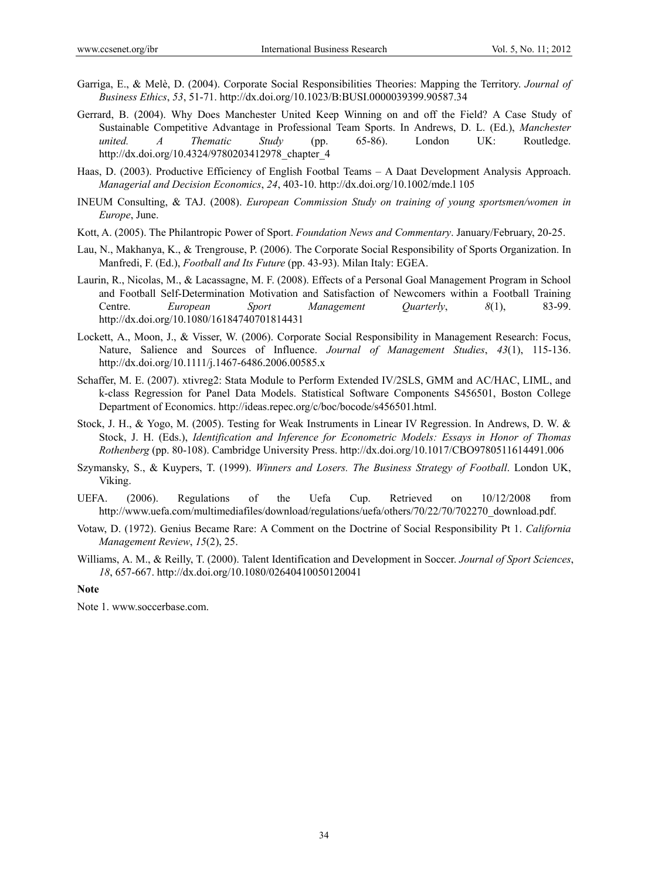Garriga, E., & Melè, D. (2004). Corporate Social Responsibilities Theories: Mapping the Territory. *Journal of Business Ethics*, *53*, 51-71. http://dx.doi.org/10.1023/B:BUSI.0000039399.90587.34

Gerrard, B. (2004). Why Does Manchester United Keep Winning on and off the Field? A Case Study of Sustainable Competitive Advantage in Professional Team Sports. In Andrews, D. L. (Ed.), *Manchester united. A Thematic Study* (pp. 65-86). London UK: Routledge. http://dx.doi.org/10.4324/9780203412978_chapter_4

Haas, D. (2003). Productive Efficiency of English Footbal Teams – A Daat Development Analysis Approach. *Managerial and Decision Economics*, *24*, 403-10. http://dx.doi.org/10.1002/mde.l 105

INEUM Consulting, & TAJ. (2008). *European Commission Study on training of young sportsmen/women in Europe*, June.

Kott, A. (2005). The Philantropic Power of Sport. *Foundation News and Commentary*. January/February, 20-25.

Lau, N., Makhanya, K., & Trengrouse, P. (2006). The Corporate Social Responsibility of Sports Organization. In Manfredi, F. (Ed.), *Football and Its Future* (pp. 43-93). Milan Italy: EGEA.

Laurin, R., Nicolas, M., & Lacassagne, M. F. (2008). Effects of a Personal Goal Management Program in School and Football Self-Determination Motivation and Satisfaction of Newcomers within a Football Training Centre. *European Sport Management Quarterly*, *8*(1), 83-99. http://dx.doi.org/10.1080/16184740701814431

Lockett, A., Moon, J., & Visser, W. (2006). Corporate Social Responsibility in Management Research: Focus, Nature, Salience and Sources of Influence. *Journal of Management Studies*, *43*(1), 115-136. http://dx.doi.org/10.1111/j.1467-6486.2006.00585.x

Schaffer, M. E. (2007). xtivreg2: Stata Module to Perform Extended IV/2SLS, GMM and AC/HAC, LIML, and k-class Regression for Panel Data Models. Statistical Software Components S456501, Boston College Department of Economics. http://ideas.repec.org/c/boc/bocode/s456501.html.

Stock, J. H., & Yogo, M. (2005). Testing for Weak Instruments in Linear IV Regression. In Andrews, D. W. & Stock, J. H. (Eds.), *Identification and Inference for Econometric Models: Essays in Honor of Thomas Rothenberg* (pp. 80-108). Cambridge University Press. http://dx.doi.org/10.1017/CBO9780511614491.006

Szymansky, S., & Kuypers, T. (1999). *Winners and Losers. The Business Strategy of Football*. London UK, Viking.

UEFA. (2006). Regulations of the Uefa Cup. Retrieved on 10/12/2008 from http://www.uefa.com/multimediafiles/download/regulations/uefa/others/70/22/70/702270_download.pdf.

Votaw, D. (1972). Genius Became Rare: A Comment on the Doctrine of Social Responsibility Pt 1. *California Management Review*, *15*(2), 25.

Williams, A. M., & Reilly, T. (2000). Talent Identification and Development in Soccer. *Journal of Sport Sciences*, *18*, 657-667. http://dx.doi.org/10.1080/02640410050120041

**Note**

Note 1. www.soccerbase.com.